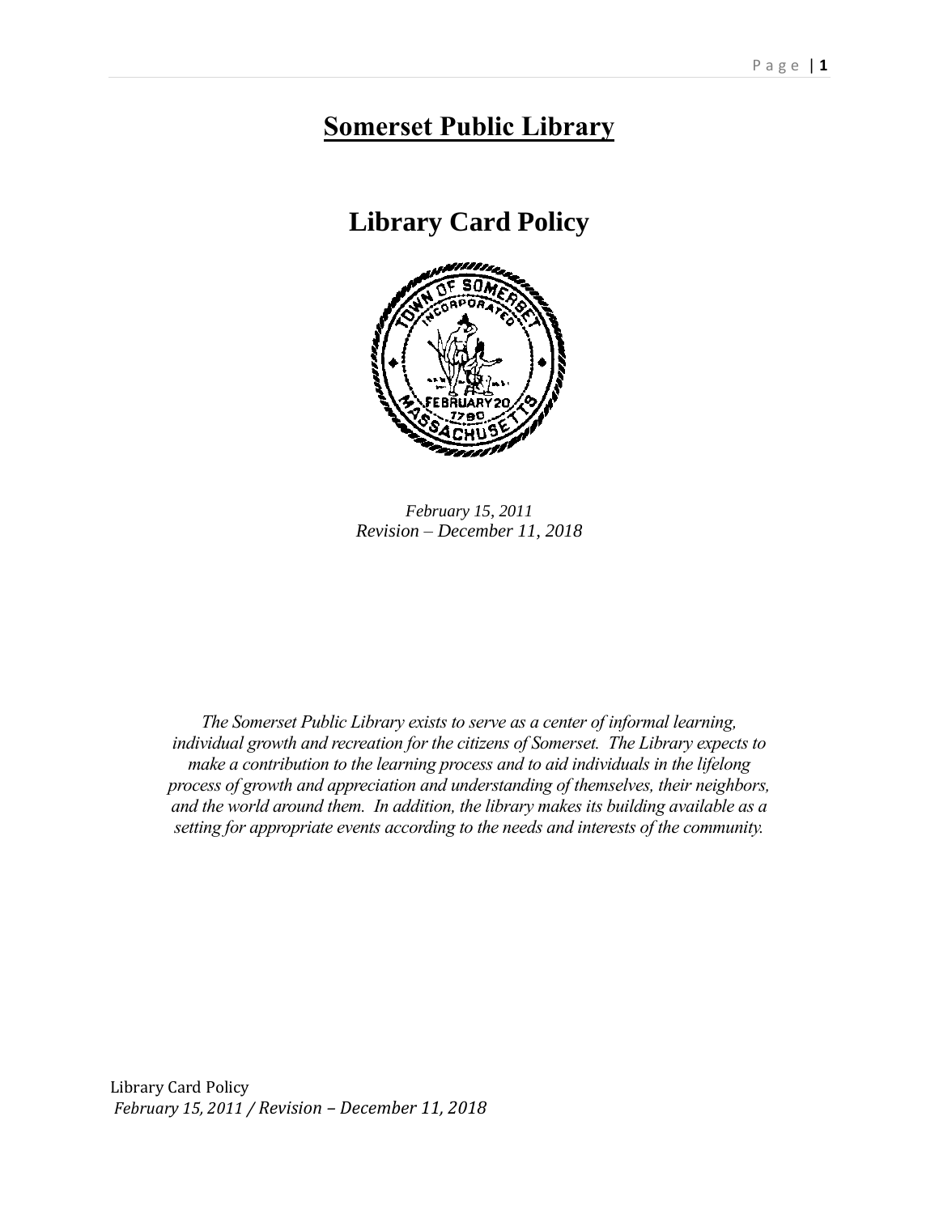# Somerset Public Library

## Library Card Policy

*February 15, 2011*
*Revision – December 11, 2018*

*The Somerset Public Library exists to serve as a center of informal learning, individual growth and recreation for the citizens of Somerset. The Library expects to make a contribution to the learning process and to aid individuals in the lifelong process of growth and appreciation and understanding of themselves, their neighbors, and the world around them. In addition, the library makes its building available as a setting for appropriate events according to the needs and interests of the community.*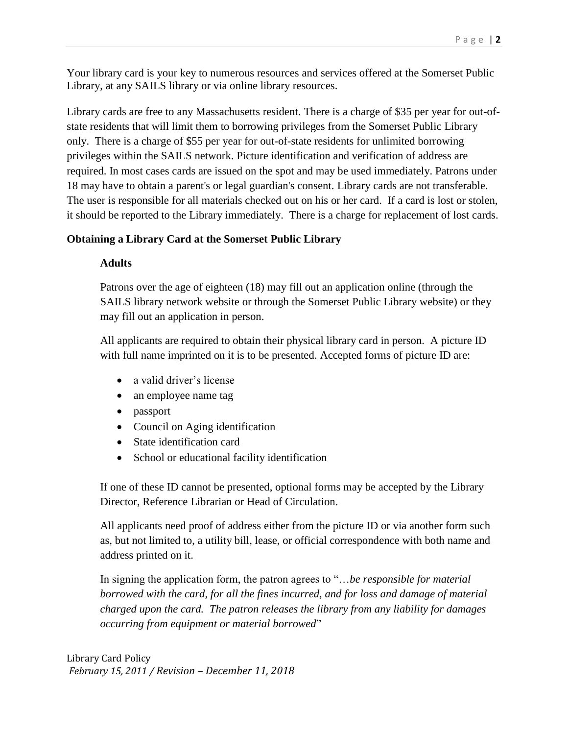Your library card is your key to numerous resources and services offered at the Somerset Public Library, at any SAILS library or via online library resources.

Library cards are free to any Massachusetts resident. There is a charge of $35 per year for out-of-state residents that will limit them to borrowing privileges from the Somerset Public Library only. There is a charge of $55 per year for out-of-state residents for unlimited borrowing privileges within the SAILS network. Picture identification and verification of address are required. In most cases cards are issued on the spot and may be used immediately. Patrons under 18 may have to obtain a parent's or legal guardian's consent. Library cards are not transferable. The user is responsible for all materials checked out on his or her card. If a card is lost or stolen, it should be reported to the Library immediately. There is a charge for replacement of lost cards.

**Obtaining a Library Card at the Somerset Public Library**

**Adults**

Patrons over the age of eighteen (18) may fill out an application online (through the SAILS library network website or through the Somerset Public Library website) or they may fill out an application in person.

All applicants are required to obtain their physical library card in person. A picture ID with full name imprinted on it is to be presented. Accepted forms of picture ID are:

- a valid driver's license
- an employee name tag
- passport
- Council on Aging identification
- State identification card
- School or educational facility identification

If one of these ID cannot be presented, optional forms may be accepted by the Library Director, Reference Librarian or Head of Circulation.

All applicants need proof of address either from the picture ID or via another form such as, but not limited to, a utility bill, lease, or official correspondence with both name and address printed on it.

In signing the application form, the patron agrees to "…*be responsible for material borrowed with the card, for all the fines incurred, and for loss and damage of material charged upon the card. The patron releases the library from any liability for damages occurring from equipment or material borrowed*"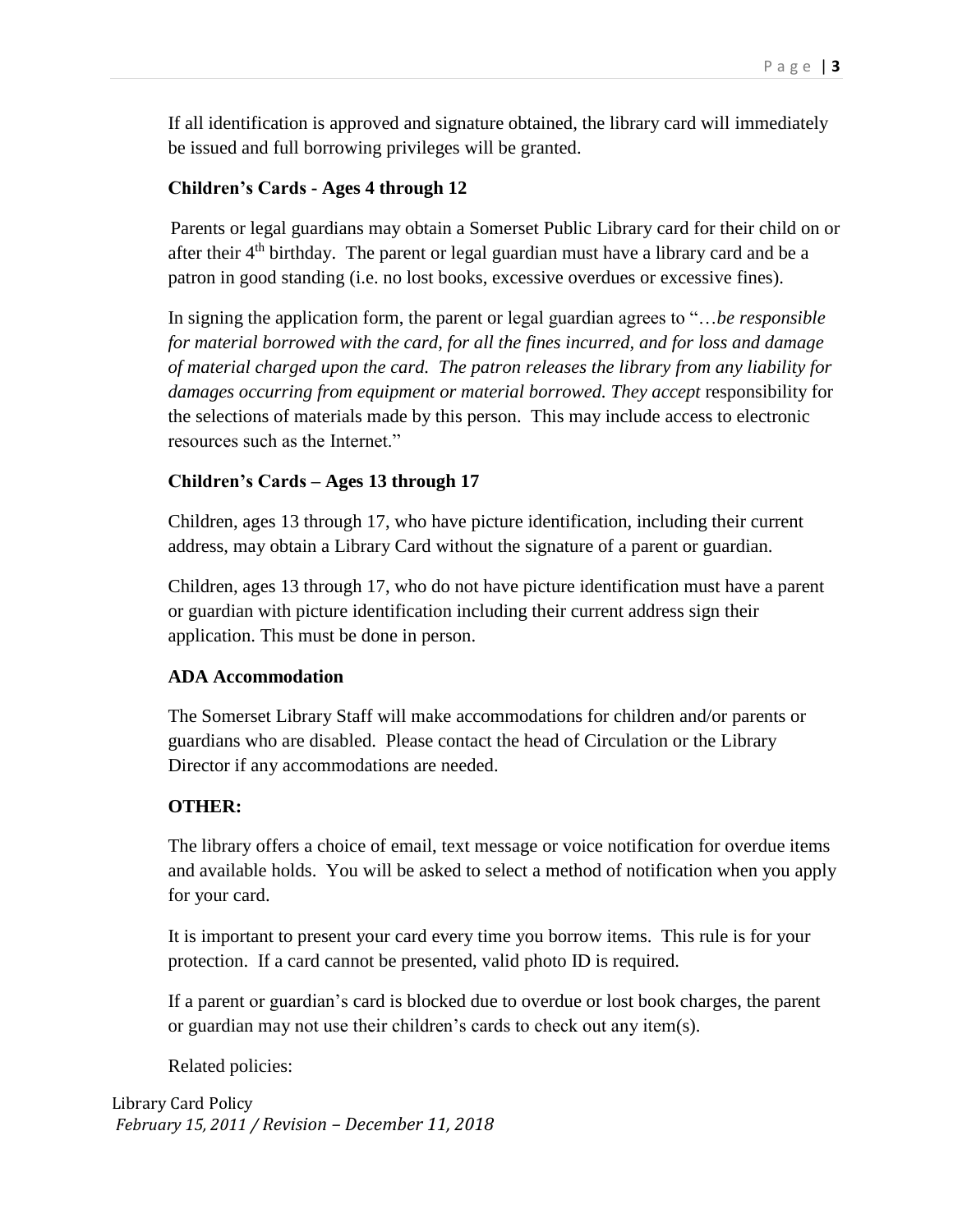If all identification is approved and signature obtained, the library card will immediately be issued and full borrowing privileges will be granted.

**Children's Cards - Ages 4 through 12**

Parents or legal guardians may obtain a Somerset Public Library card for their child on or after their 4th birthday. The parent or legal guardian must have a library card and be a patron in good standing (i.e. no lost books, excessive overdues or excessive fines).

In signing the application form, the parent or legal guardian agrees to "…*be responsible for material borrowed with the card, for all the fines incurred, and for loss and damage of material charged upon the card. The patron releases the library from any liability for damages occurring from equipment or material borrowed. They accept* responsibility for the selections of materials made by this person. This may include access to electronic resources such as the Internet."

**Children's Cards – Ages 13 through 17**

Children, ages 13 through 17, who have picture identification, including their current address, may obtain a Library Card without the signature of a parent or guardian.

Children, ages 13 through 17, who do not have picture identification must have a parent or guardian with picture identification including their current address sign their application. This must be done in person.

**ADA Accommodation**

The Somerset Library Staff will make accommodations for children and/or parents or guardians who are disabled. Please contact the head of Circulation or the Library Director if any accommodations are needed.

**OTHER:**

The library offers a choice of email, text message or voice notification for overdue items and available holds. You will be asked to select a method of notification when you apply for your card.

It is important to present your card every time you borrow items. This rule is for your protection. If a card cannot be presented, valid photo ID is required.

If a parent or guardian's card is blocked due to overdue or lost book charges, the parent or guardian may not use their children's cards to check out any item(s).

Related policies: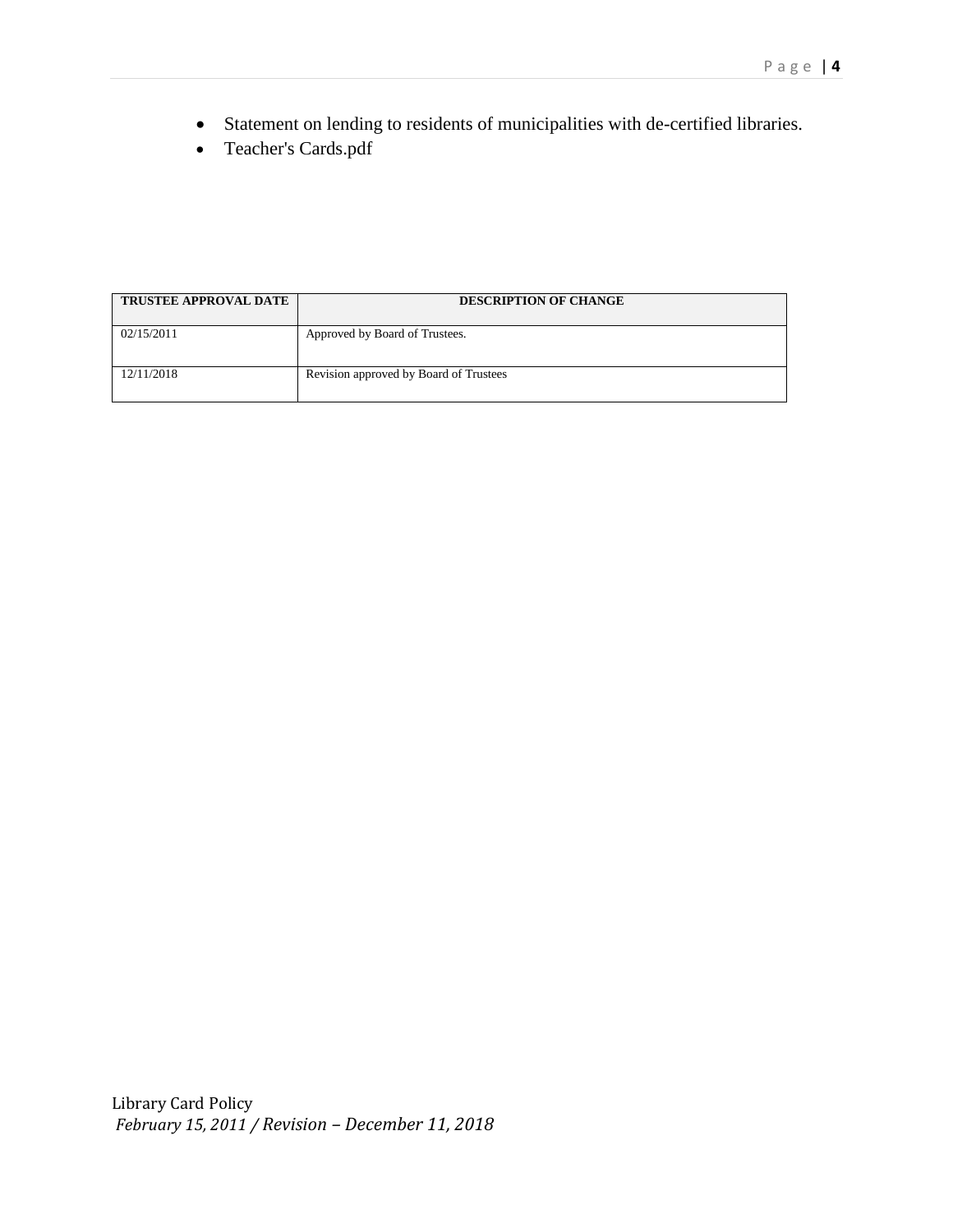- Statement on lending to residents of municipalities with de-certified libraries.
- Teacher's Cards.pdf

| TRUSTEE APPROVAL DATE | DESCRIPTION OF CHANGE |
|---|---|
| 02/15/2011 | Approved by Board of Trustees. |
| 12/11/2018 | Revision approved by Board of Trustees |